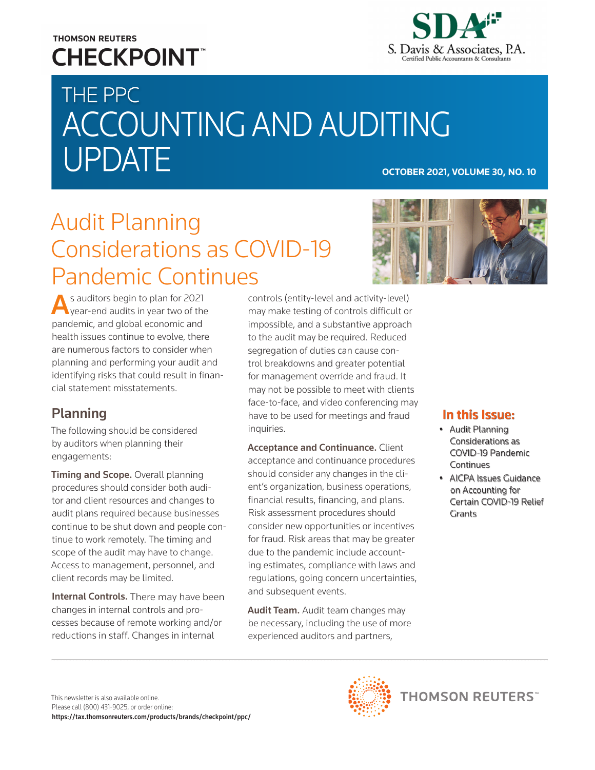THOMSON REUTERS
**CHECKPOINT™**

**SDA**
S. Davis & Associates, P.A.
Certified Public Accountants & Consultants

# THE PPC ACCOUNTING AND AUDITING UPDATE

**OCTOBER 2021, VOLUME 30, NO. 10**

**In this Issue:**

- Audit Planning Considerations as COVID-19 Pandemic Continues
- AICPA Issues Guidance on Accounting for Certain COVID-19 Relief Grants

## Audit Planning Considerations as COVID-19 Pandemic Continues

As auditors begin to plan for 2021 year-end audits in year two of the pandemic, and global economic and health issues continue to evolve, there are numerous factors to consider when planning and performing your audit and identifying risks that could result in financial statement misstatements.

### Planning

The following should be considered by auditors when planning their engagements:

**Timing and Scope.** Overall planning procedures should consider both auditor and client resources and changes to audit plans required because businesses continue to be shut down and people continue to work remotely. The timing and scope of the audit may have to change. Access to management, personnel, and client records may be limited.

**Internal Controls.** There may have been changes in internal controls and processes because of remote working and/or reductions in staff. Changes in internal controls (entity-level and activity-level) may make testing of controls difficult or impossible, and a substantive approach to the audit may be required. Reduced segregation of duties can cause control breakdowns and greater potential for management override and fraud. It may not be possible to meet with clients face-to-face, and video conferencing may have to be used for meetings and fraud inquiries.

**Acceptance and Continuance.** Client acceptance and continuance procedures should consider any changes in the client's organization, business operations, financial results, financing, and plans. Risk assessment procedures should consider new opportunities or incentives for fraud. Risk areas that may be greater due to the pandemic include accounting estimates, compliance with laws and regulations, going concern uncertainties, and subsequent events.

**Audit Team.** Audit team changes may be necessary, including the use of more experienced auditors and partners,

This newsletter is also available online.
Please call (800) 431-9025, or order online:
**https://tax.thomsonreuters.com/products/brands/checkpoint/ppc/**

THOMSON REUTERS™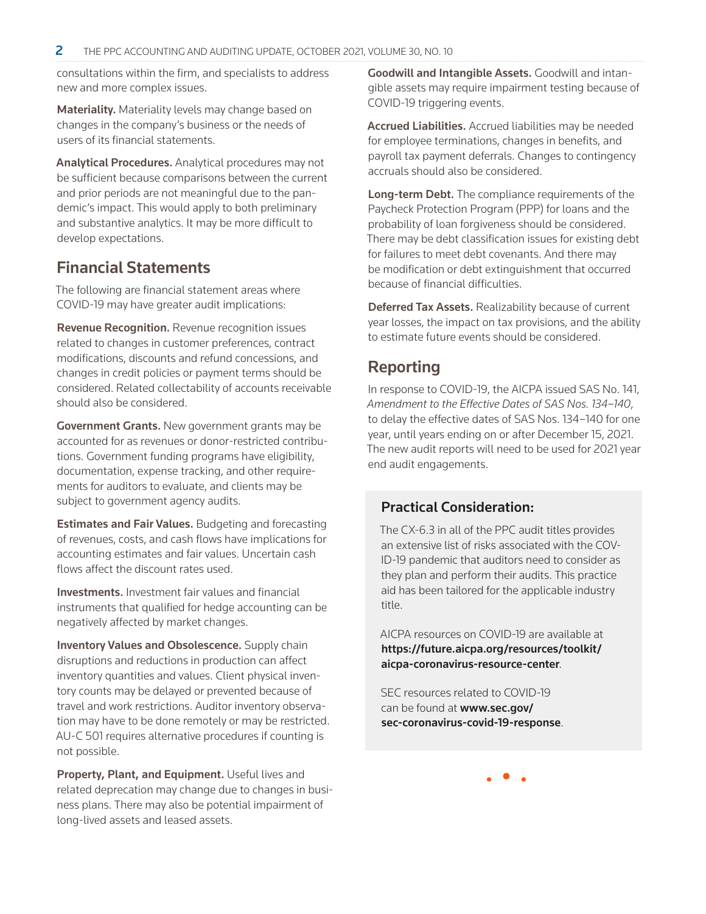consultations within the firm, and specialists to address new and more complex issues.

**Materiality.** Materiality levels may change based on changes in the company's business or the needs of users of its financial statements.

**Analytical Procedures.** Analytical procedures may not be sufficient because comparisons between the current and prior periods are not meaningful due to the pandemic's impact. This would apply to both preliminary and substantive analytics. It may be more difficult to develop expectations.

## Financial Statements

The following are financial statement areas where COVID-19 may have greater audit implications:

**Revenue Recognition.** Revenue recognition issues related to changes in customer preferences, contract modifications, discounts and refund concessions, and changes in credit policies or payment terms should be considered. Related collectability of accounts receivable should also be considered.

**Government Grants.** New government grants may be accounted for as revenues or donor-restricted contributions. Government funding programs have eligibility, documentation, expense tracking, and other requirements for auditors to evaluate, and clients may be subject to government agency audits.

**Estimates and Fair Values.** Budgeting and forecasting of revenues, costs, and cash flows have implications for accounting estimates and fair values. Uncertain cash flows affect the discount rates used.

**Investments.** Investment fair values and financial instruments that qualified for hedge accounting can be negatively affected by market changes.

**Inventory Values and Obsolescence.** Supply chain disruptions and reductions in production can affect inventory quantities and values. Client physical inventory counts may be delayed or prevented because of travel and work restrictions. Auditor inventory observation may have to be done remotely or may be restricted. AU-C 501 requires alternative procedures if counting is not possible.

**Property, Plant, and Equipment.** Useful lives and related deprecation may change due to changes in business plans. There may also be potential impairment of long-lived assets and leased assets.

**Goodwill and Intangible Assets.** Goodwill and intangible assets may require impairment testing because of COVID-19 triggering events.

**Accrued Liabilities.** Accrued liabilities may be needed for employee terminations, changes in benefits, and payroll tax payment deferrals. Changes to contingency accruals should also be considered.

**Long-term Debt.** The compliance requirements of the Paycheck Protection Program (PPP) for loans and the probability of loan forgiveness should be considered. There may be debt classification issues for existing debt for failures to meet debt covenants. And there may be modification or debt extinguishment that occurred because of financial difficulties.

**Deferred Tax Assets.** Realizability because of current year losses, the impact on tax provisions, and the ability to estimate future events should be considered.

## Reporting

In response to COVID-19, the AICPA issued SAS No. 141, *Amendment to the Effective Dates of SAS Nos. 134–140*, to delay the effective dates of SAS Nos. 134–140 for one year, until years ending on or after December 15, 2021. The new audit reports will need to be used for 2021 year end audit engagements.

### Practical Consideration:

The CX-6.3 in all of the PPC audit titles provides an extensive list of risks associated with the COVID-19 pandemic that auditors need to consider as they plan and perform their audits. This practice aid has been tailored for the applicable industry title.

AICPA resources on COVID-19 are available at **https://future.aicpa.org/resources/toolkit/aicpa-coronavirus-resource-center**.

SEC resources related to COVID-19 can be found at **www.sec.gov/sec-coronavirus-covid-19-response**.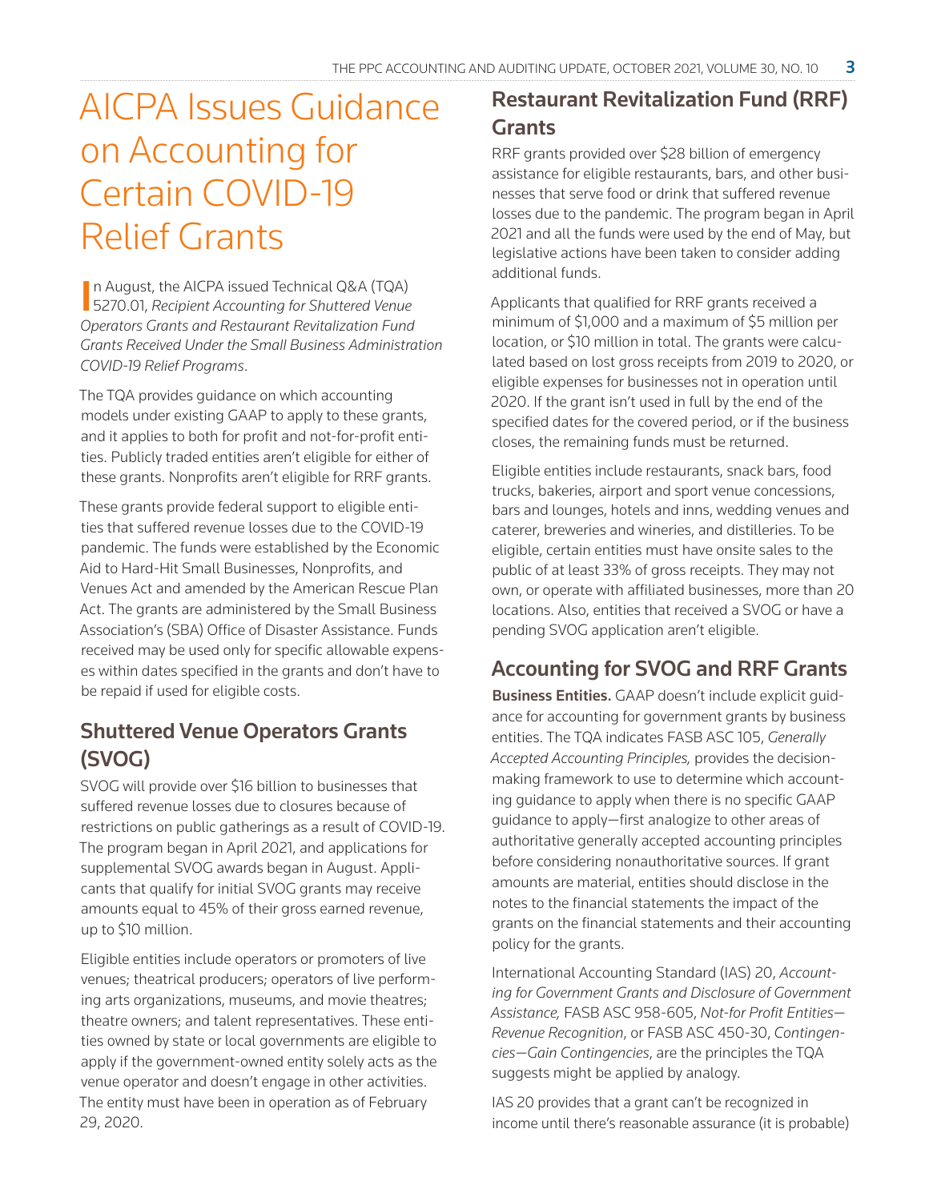# AICPA Issues Guidance on Accounting for Certain COVID-19 Relief Grants

In August, the AICPA issued Technical Q&A (TQA) 5270.01, *Recipient Accounting for Shuttered Venue Operators Grants and Restaurant Revitalization Fund Grants Received Under the Small Business Administration COVID-19 Relief Programs*.

The TQA provides guidance on which accounting models under existing GAAP to apply to these grants, and it applies to both for profit and not-for-profit entities. Publicly traded entities aren't eligible for either of these grants. Nonprofits aren't eligible for RRF grants.

These grants provide federal support to eligible entities that suffered revenue losses due to the COVID-19 pandemic. The funds were established by the Economic Aid to Hard-Hit Small Businesses, Nonprofits, and Venues Act and amended by the American Rescue Plan Act. The grants are administered by the Small Business Association's (SBA) Office of Disaster Assistance. Funds received may be used only for specific allowable expenses within dates specified in the grants and don't have to be repaid if used for eligible costs.

## Shuttered Venue Operators Grants (SVOG)

SVOG will provide over $16 billion to businesses that suffered revenue losses due to closures because of restrictions on public gatherings as a result of COVID-19. The program began in April 2021, and applications for supplemental SVOG awards began in August. Applicants that qualify for initial SVOG grants may receive amounts equal to 45% of their gross earned revenue, up to $10 million.

Eligible entities include operators or promoters of live venues; theatrical producers; operators of live performing arts organizations, museums, and movie theatres; theatre owners; and talent representatives. These entities owned by state or local governments are eligible to apply if the government-owned entity solely acts as the venue operator and doesn't engage in other activities. The entity must have been in operation as of February 29, 2020.

## Restaurant Revitalization Fund (RRF) Grants

RRF grants provided over $28 billion of emergency assistance for eligible restaurants, bars, and other businesses that serve food or drink that suffered revenue losses due to the pandemic. The program began in April 2021 and all the funds were used by the end of May, but legislative actions have been taken to consider adding additional funds.

Applicants that qualified for RRF grants received a minimum of $1,000 and a maximum of $5 million per location, or $10 million in total. The grants were calculated based on lost gross receipts from 2019 to 2020, or eligible expenses for businesses not in operation until 2020. If the grant isn't used in full by the end of the specified dates for the covered period, or if the business closes, the remaining funds must be returned.

Eligible entities include restaurants, snack bars, food trucks, bakeries, airport and sport venue concessions, bars and lounges, hotels and inns, wedding venues and caterer, breweries and wineries, and distilleries. To be eligible, certain entities must have onsite sales to the public of at least 33% of gross receipts. They may not own, or operate with affiliated businesses, more than 20 locations. Also, entities that received a SVOG or have a pending SVOG application aren't eligible.

## Accounting for SVOG and RRF Grants

**Business Entities.** GAAP doesn't include explicit guidance for accounting for government grants by business entities. The TQA indicates FASB ASC 105, *Generally Accepted Accounting Principles,* provides the decision-making framework to use to determine which accounting guidance to apply when there is no specific GAAP guidance to apply—first analogize to other areas of authoritative generally accepted accounting principles before considering nonauthoritative sources. If grant amounts are material, entities should disclose in the notes to the financial statements the impact of the grants on the financial statements and their accounting policy for the grants.

International Accounting Standard (IAS) 20, *Accounting for Government Grants and Disclosure of Government Assistance,* FASB ASC 958-605, *Not-for Profit Entities—Revenue Recognition*, or FASB ASC 450-30, *Contingencies—Gain Contingencies*, are the principles the TQA suggests might be applied by analogy.

IAS 20 provides that a grant can't be recognized in income until there's reasonable assurance (it is probable)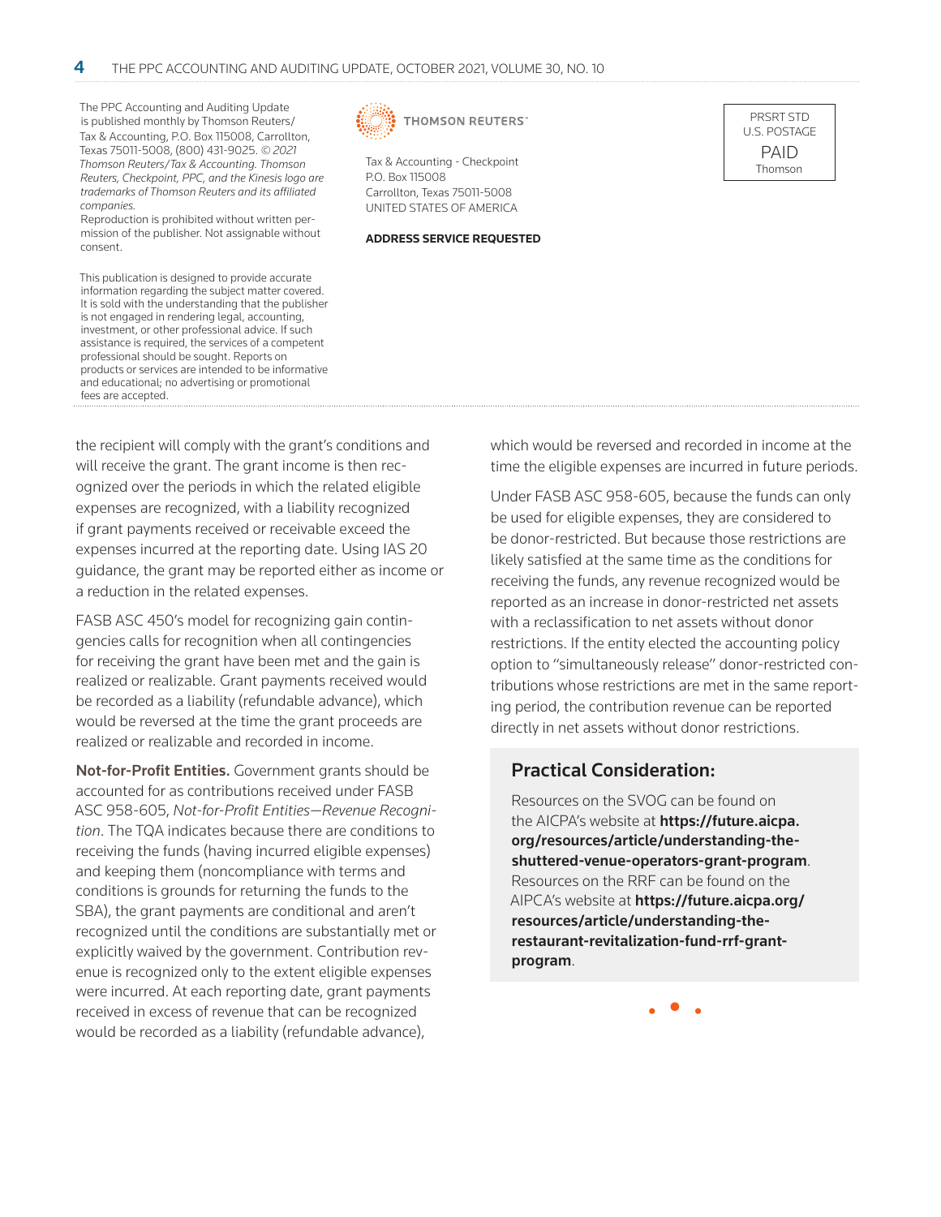The PPC Accounting and Auditing Update is published monthly by Thomson Reuters/Tax & Accounting, P.O. Box 115008, Carrollton, Texas 75011-5008, (800) 431-9025. *© 2021 Thomson Reuters/Tax & Accounting. Thomson Reuters, Checkpoint, PPC, and the Kinesis logo are trademarks of Thomson Reuters and its affiliated companies.*
Reproduction is prohibited without written permission of the publisher. Not assignable without consent.

This publication is designed to provide accurate information regarding the subject matter covered. It is sold with the understanding that the publisher is not engaged in rendering legal, accounting, investment, or other professional advice. If such assistance is required, the services of a competent professional should be sought. Reports on products or services are intended to be informative and educational; no advertising or promotional fees are accepted.

THOMSON REUTERS™

Tax & Accounting - Checkpoint
P.O. Box 115008
Carrollton, Texas 75011-5008
UNITED STATES OF AMERICA

**ADDRESS SERVICE REQUESTED**

PRSRT STD
U.S. POSTAGE
PAID
Thomson

the recipient will comply with the grant's conditions and will receive the grant. The grant income is then recognized over the periods in which the related eligible expenses are recognized, with a liability recognized if grant payments received or receivable exceed the expenses incurred at the reporting date. Using IAS 20 guidance, the grant may be reported either as income or a reduction in the related expenses.

FASB ASC 450's model for recognizing gain contingencies calls for recognition when all contingencies for receiving the grant have been met and the gain is realized or realizable. Grant payments received would be recorded as a liability (refundable advance), which would be reversed at the time the grant proceeds are realized or realizable and recorded in income.

**Not-for-Profit Entities.** Government grants should be accounted for as contributions received under FASB ASC 958-605, *Not-for-Profit Entities—Revenue Recognition*. The TQA indicates because there are conditions to receiving the funds (having incurred eligible expenses) and keeping them (noncompliance with terms and conditions is grounds for returning the funds to the SBA), the grant payments are conditional and aren't recognized until the conditions are substantially met or explicitly waived by the government. Contribution revenue is recognized only to the extent eligible expenses were incurred. At each reporting date, grant payments received in excess of revenue that can be recognized would be recorded as a liability (refundable advance), which would be reversed and recorded in income at the time the eligible expenses are incurred in future periods.

Under FASB ASC 958-605, because the funds can only be used for eligible expenses, they are considered to be donor-restricted. But because those restrictions are likely satisfied at the same time as the conditions for receiving the funds, any revenue recognized would be reported as an increase in donor-restricted net assets with a reclassification to net assets without donor restrictions. If the entity elected the accounting policy option to "simultaneously release" donor-restricted contributions whose restrictions are met in the same reporting period, the contribution revenue can be reported directly in net assets without donor restrictions.

### Practical Consideration:

Resources on the SVOG can be found on the AICPA's website at **https://future.aicpa.org/resources/article/understanding-the-shuttered-venue-operators-grant-program**. Resources on the RRF can be found on the AIPCA's website at **https://future.aicpa.org/resources/article/understanding-the-restaurant-revitalization-fund-rrf-grant-program**.